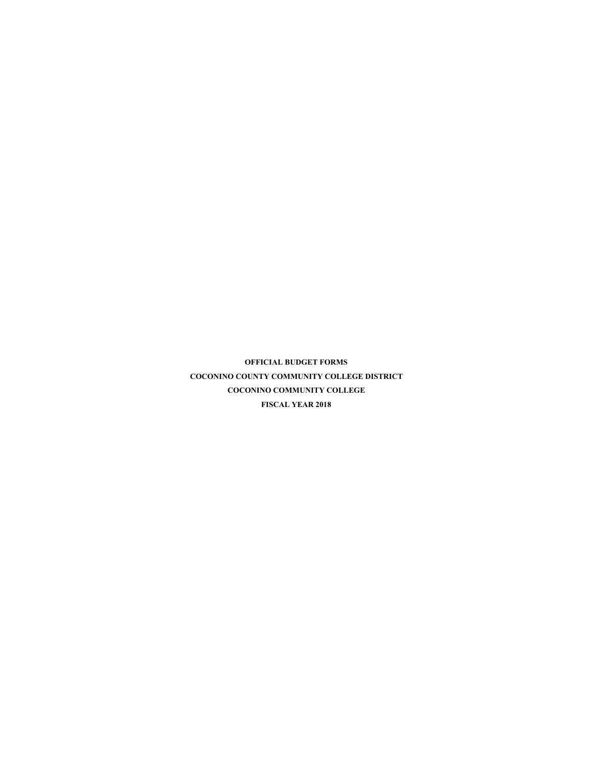**OFFICIAL BUDGET FORMS**

**COCONINO COUNTY COMMUNITY COLLEGE DISTRICT**

**COCONINO COMMUNITY COLLEGE**

**FISCAL YEAR 2018**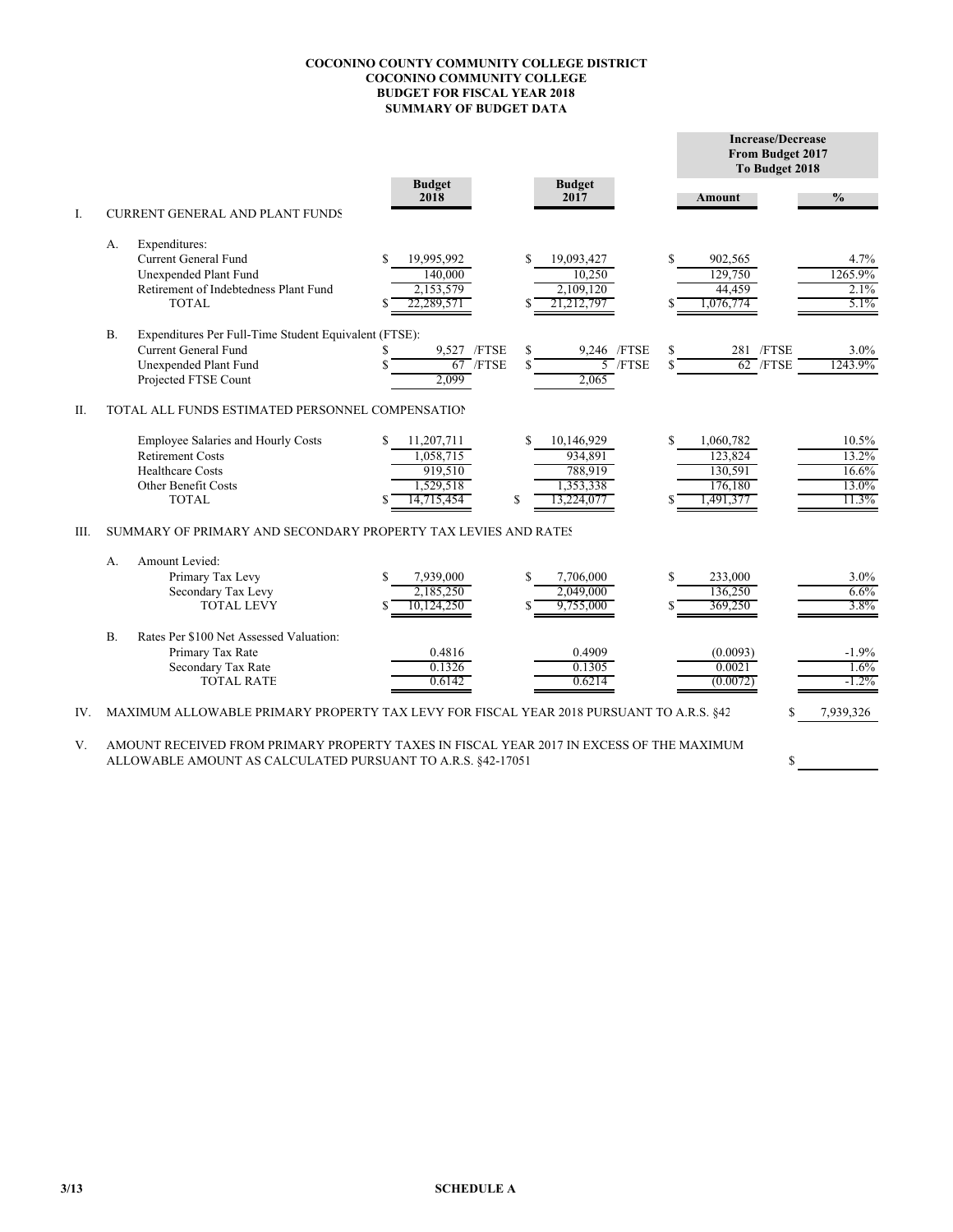**COCONINO COUNTY COMMUNITY COLLEGE DISTRICT**
**COCONINO COMMUNITY COLLEGE**
**BUDGET FOR FISCAL YEAR 2018**
**SUMMARY OF BUDGET DATA**

| | | | Budget 2018 | Budget 2017 | Increase/Decrease From Budget 2017 To Budget 2018 | |
|---|---|---|---|---|---|---|
| | | | | | **Amount** | **%** |
| I. | CURRENT GENERAL AND PLANT FUNDS | | | | | |
| | A. | Expenditures: | | | | |
| | | Current General Fund | $ 19,995,992 | $ 19,093,427 | $ 902,565 | 4.7% |
| | | Unexpended Plant Fund | 140,000 | 10,250 | 129,750 | 1265.9% |
| | | Retirement of Indebtedness Plant Fund | 2,153,579 | 2,109,120 | 44,459 | 2.1% |
| | | TOTAL | $ 22,289,571 | $ 21,212,797 | $ 1,076,774 | 5.1% |
| | B. | Expenditures Per Full-Time Student Equivalent (FTSE): | | | | |
| | | Current General Fund | $ 9,527 /FTSE | $ 9,246 /FTSE | $ 281 /FTSE | 3.0% |
| | | Unexpended Plant Fund | $ 67 /FTSE | $ 5 /FTSE | $ 62 /FTSE | 1243.9% |
| | | Projected FTSE Count | 2,099 | 2,065 | | |
| II. | TOTAL ALL FUNDS ESTIMATED PERSONNEL COMPENSATION | | | | | |
| | | Employee Salaries and Hourly Costs | $ 11,207,711 | $ 10,146,929 | $ 1,060,782 | 10.5% |
| | | Retirement Costs | 1,058,715 | 934,891 | 123,824 | 13.2% |
| | | Healthcare Costs | 919,510 | 788,919 | 130,591 | 16.6% |
| | | Other Benefit Costs | 1,529,518 | 1,353,338 | 176,180 | 13.0% |
| | | TOTAL | $ 14,715,454 | $ 13,224,077 | $ 1,491,377 | 11.3% |
| III. | SUMMARY OF PRIMARY AND SECONDARY PROPERTY TAX LEVIES AND RATES | | | | | |
| | A. | Amount Levied: | | | | |
| | | Primary Tax Levy | $ 7,939,000 | $ 7,706,000 | $ 233,000 | 3.0% |
| | | Secondary Tax Levy | 2,185,250 | 2,049,000 | 136,250 | 6.6% |
| | | TOTAL LEVY | $ 10,124,250 | $ 9,755,000 | $ 369,250 | 3.8% |
| | B. | Rates Per $100 Net Assessed Valuation: | | | | |
| | | Primary Tax Rate | 0.4816 | 0.4909 | (0.0093) | -1.9% |
| | | Secondary Tax Rate | 0.1326 | 0.1305 | 0.0021 | 1.6% |
| | | TOTAL RATE | 0.6142 | 0.6214 | (0.0072) | -1.2% |

IV. MAXIMUM ALLOWABLE PRIMARY PROPERTY TAX LEVY FOR FISCAL YEAR 2018 PURSUANT TO A.R.S. §42 $ 7,939,326

V. AMOUNT RECEIVED FROM PRIMARY PROPERTY TAXES IN FISCAL YEAR 2017 IN EXCESS OF THE MAXIMUM ALLOWABLE AMOUNT AS CALCULATED PURSUANT TO A.R.S. §42-17051 $ ____________

3/13 SCHEDULE A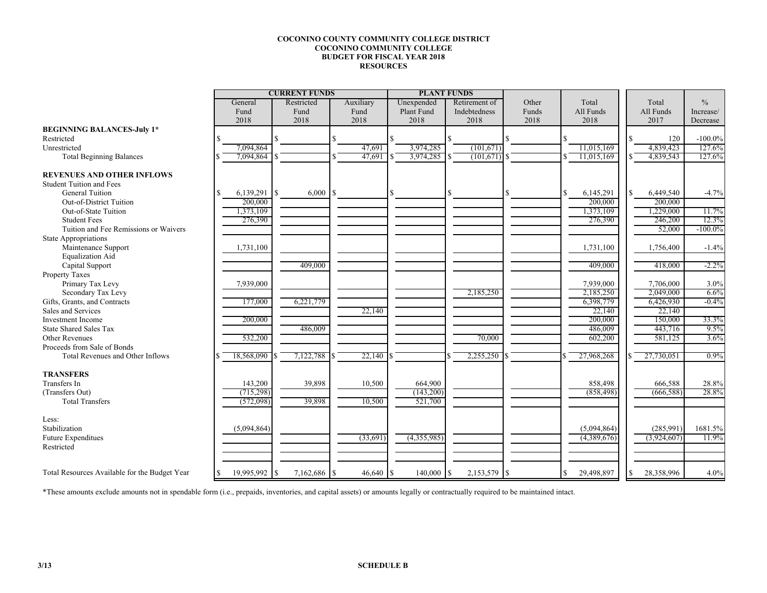**COCONINO COUNTY COMMUNITY COLLEGE DISTRICT**
**COCONINO COMMUNITY COLLEGE**
**BUDGET FOR FISCAL YEAR 2018**
**RESOURCES**

| | CURRENT FUNDS | | | PLANT FUNDS | | | | | |
|---|---|---|---|---|---|---|---|---|---|
| | General Fund 2018 | Restricted Fund 2018 | Auxiliary Fund 2018 | Unexpended Plant Fund 2018 | Retirement of Indebtedness 2018 | Other Funds 2018 | Total All Funds 2018 | Total All Funds 2017 | % Increase/ Decrease |
| **BEGINNING BALANCES-July 1*** | | | | | | | | | |
| Restricted | $ | $ | $ | $ | $ | $ | $ | $ 120 | -100.0% |
| Unrestricted | 7,094,864 | | 47,691 | 3,974,285 | (101,671) | | 11,015,169 | 4,839,423 | 127.6% |
| Total Beginning Balances | $ 7,094,864 | $ | $ 47,691 | $ 3,974,285 | $ (101,671) | $ | $ 11,015,169 | $ 4,839,543 | 127.6% |
| **REVENUES AND OTHER INFLOWS** | | | | | | | | | |
| Student Tuition and Fees | | | | | | | | | |
| General Tuition | $ 6,139,291 | $ 6,000 | $ | $ | $ | $ | $ 6,145,291 | $ 6,449,540 | -4.7% |
| Out-of-District Tuition | 200,000 | | | | | | 200,000 | 200,000 | |
| Out-of-State Tuition | 1,373,109 | | | | | | 1,373,109 | 1,229,000 | 11.7% |
| Student Fees | 276,390 | | | | | | 276,390 | 246,200 | 12.3% |
| Tuition and Fee Remissions or Waivers | | | | | | | | 52,000 | -100.0% |
| State Appropriations | | | | | | | | | |
| Maintenance Support | 1,731,100 | | | | | | 1,731,100 | 1,756,400 | -1.4% |
| Equalization Aid | | | | | | | | | |
| Capital Support | | 409,000 | | | | | 409,000 | 418,000 | -2.2% |
| Property Taxes | | | | | | | | | |
| Primary Tax Levy | 7,939,000 | | | | | | 7,939,000 | 7,706,000 | 3.0% |
| Secondary Tax Levy | | | | | 2,185,250 | | 2,185,250 | 2,049,000 | 6.6% |
| Gifts, Grants, and Contracts | 177,000 | 6,221,779 | | | | | 6,398,779 | 6,426,930 | -0.4% |
| Sales and Services | | | 22,140 | | | | 22,140 | 22,140 | |
| Investment Income | 200,000 | | | | | | 200,000 | 150,000 | 33.3% |
| State Shared Sales Tax | | 486,009 | | | | | 486,009 | 443,716 | 9.5% |
| Other Revenues | 532,200 | | | | 70,000 | | 602,200 | 581,125 | 3.6% |
| Proceeds from Sale of Bonds | | | | | | | | | |
| Total Revenues and Other Inflows | $ 18,568,090 | $ 7,122,788 | $ 22,140 | $ | $ 2,255,250 | $ | $ 27,968,268 | $ 27,730,051 | 0.9% |
| **TRANSFERS** | | | | | | | | | |
| Transfers In | 143,200 | 39,898 | 10,500 | 664,900 | | | 858,498 | 666,588 | 28.8% |
| (Transfers Out) | (715,298) | | | (143,200) | | | (858,498) | (666,588) | 28.8% |
| Total Transfers | (572,098) | 39,898 | 10,500 | 521,700 | | | | | |
| Less: | | | | | | | | | |
| Stabilization | (5,094,864) | | | | | | (5,094,864) | (285,991) | 1681.5% |
| Future Expenditures | | | (33,691) | (4,355,985) | | | (4,389,676) | (3,924,607) | 11.9% |
| Restricted | | | | | | | | | |
| Total Resources Available for the Budget Year | $ 19,995,992 | $ 7,162,686 | $ 46,640 | $ 140,000 | $ 2,153,579 | $ | $ 29,498,897 | $ 28,358,996 | 4.0% |

*These amounts exclude amounts not in spendable form (i.e., prepaids, inventories, and capital assets) or amounts legally or contractually required to be maintained intact.

3/13

**SCHEDULE B**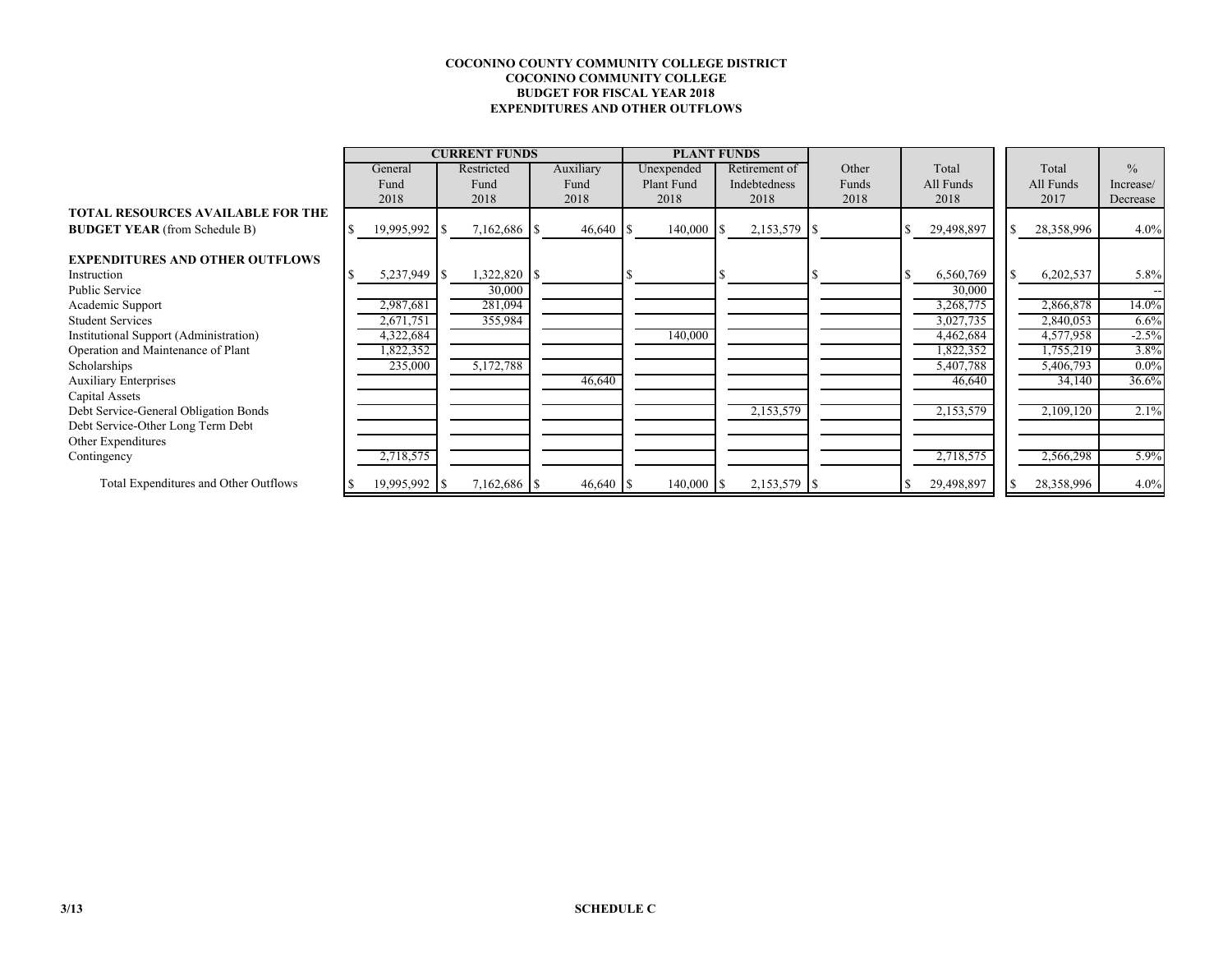**COCONINO COUNTY COMMUNITY COLLEGE DISTRICT**
**COCONINO COMMUNITY COLLEGE**
**BUDGET FOR FISCAL YEAR 2018**
**EXPENDITURES AND OTHER OUTFLOWS**

| | CURRENT FUNDS | | | PLANT FUNDS | | | | | |
|---|---|---|---|---|---|---|---|---|---|
| | General Fund 2018 | Restricted Fund 2018 | Auxiliary Fund 2018 | Unexpended Plant Fund 2018 | Retirement of Indebtedness 2018 | Other Funds 2018 | Total All Funds 2018 | Total All Funds 2017 | % Increase/ Decrease |
| **TOTAL RESOURCES AVAILABLE FOR THE BUDGET YEAR** (from Schedule B) | $ 19,995,992 | $ 7,162,686 | $ 46,640 | $ 140,000 | $ 2,153,579 | $ | $ 29,498,897 | $ 28,358,996 | 4.0% |
| **EXPENDITURES AND OTHER OUTFLOWS** | | | | | | | | | |
| Instruction | $ 5,237,949 | $ 1,322,820 | $ | $ | $ | $ | $ 6,560,769 | $ 6,202,537 | 5.8% |
| Public Service | | 30,000 | | | | | 30,000 | | -- |
| Academic Support | 2,987,681 | 281,094 | | | | | 3,268,775 | 2,866,878 | 14.0% |
| Student Services | 2,671,751 | 355,984 | | | | | 3,027,735 | 2,840,053 | 6.6% |
| Institutional Support (Administration) | 4,322,684 | | | 140,000 | | | 4,462,684 | 4,577,958 | -2.5% |
| Operation and Maintenance of Plant | 1,822,352 | | | | | | 1,822,352 | 1,755,219 | 3.8% |
| Scholarships | 235,000 | 5,172,788 | | | | | 5,407,788 | 5,406,793 | 0.0% |
| Auxiliary Enterprises | | | 46,640 | | | | 46,640 | 34,140 | 36.6% |
| Capital Assets | | | | | | | | | |
| Debt Service-General Obligation Bonds | | | | | 2,153,579 | | 2,153,579 | 2,109,120 | 2.1% |
| Debt Service-Other Long Term Debt | | | | | | | | | |
| Other Expenditures | | | | | | | | | |
| Contingency | 2,718,575 | | | | | | 2,718,575 | 2,566,298 | 5.9% |
| Total Expenditures and Other Outflows | $ 19,995,992 | $ 7,162,686 | $ 46,640 | $ 140,000 | $ 2,153,579 | $ | $ 29,498,897 | $ 28,358,996 | 4.0% |

3/13

**SCHEDULE C**